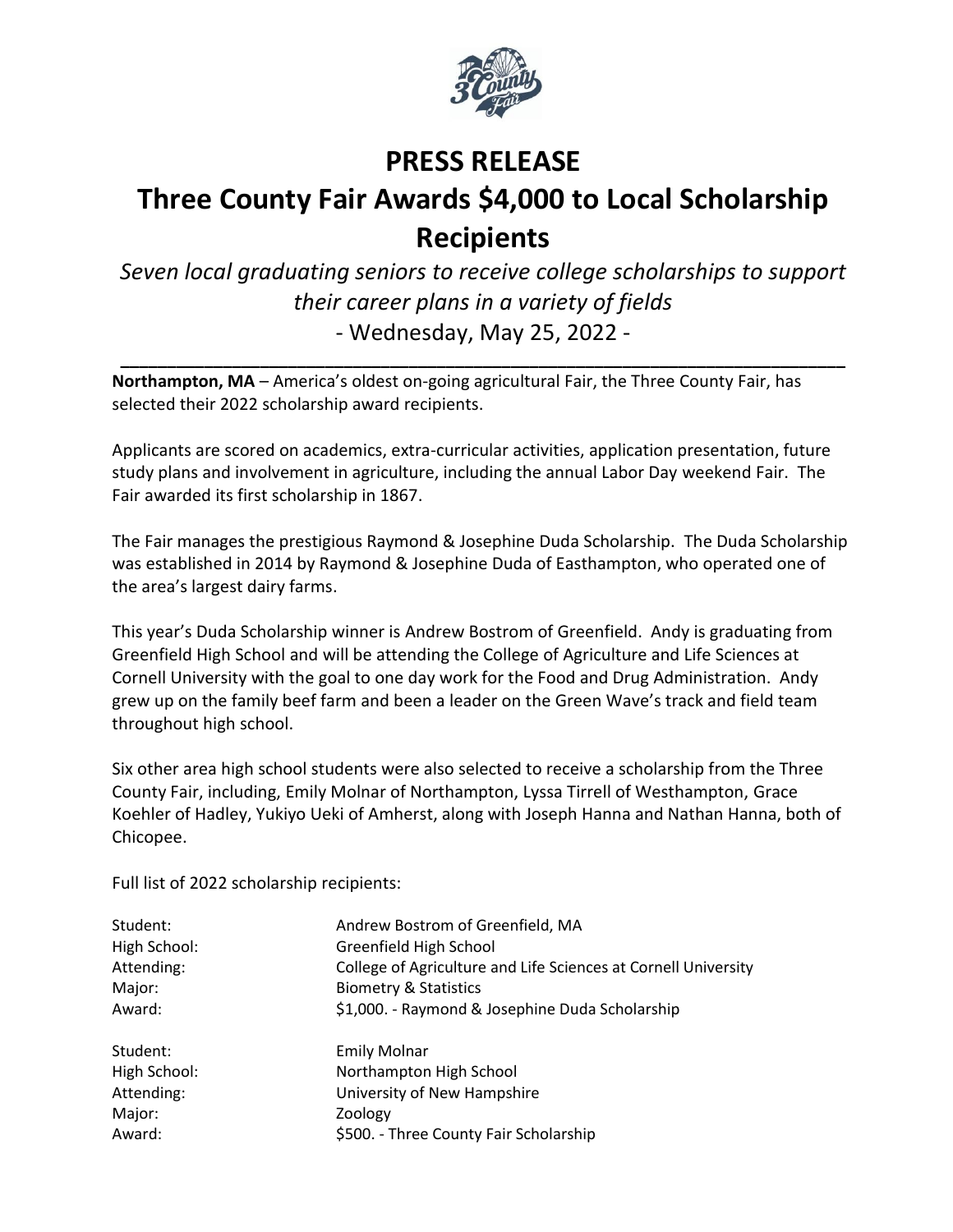# PRESS RELEASE

# Three County Fair Awards $4,000 to Local Scholarship Recipients

*Seven local graduating seniors to receive college scholarships to support their career plans in a variety of fields*

- Wednesday, May 25, 2022 -

---

**Northampton, MA** – America's oldest on-going agricultural Fair, the Three County Fair, has selected their 2022 scholarship award recipients.

Applicants are scored on academics, extra-curricular activities, application presentation, future study plans and involvement in agriculture, including the annual Labor Day weekend Fair. The Fair awarded its first scholarship in 1867.

The Fair manages the prestigious Raymond & Josephine Duda Scholarship. The Duda Scholarship was established in 2014 by Raymond & Josephine Duda of Easthampton, who operated one of the area's largest dairy farms.

This year's Duda Scholarship winner is Andrew Bostrom of Greenfield. Andy is graduating from Greenfield High School and will be attending the College of Agriculture and Life Sciences at Cornell University with the goal to one day work for the Food and Drug Administration. Andy grew up on the family beef farm and been a leader on the Green Wave's track and field team throughout high school.

Six other area high school students were also selected to receive a scholarship from the Three County Fair, including, Emily Molnar of Northampton, Lyssa Tirrell of Westhampton, Grace Koehler of Hadley, Yukiyo Ueki of Amherst, along with Joseph Hanna and Nathan Hanna, both of Chicopee.

Full list of 2022 scholarship recipients:

| | |
|---|---|
| Student: | Andrew Bostrom of Greenfield, MA |
| High School: | Greenfield High School |
| Attending: | College of Agriculture and Life Sciences at Cornell University |
| Major: | Biometry & Statistics |
| Award: | $1,000. - Raymond & Josephine Duda Scholarship |

| | |
|---|---|
| Student: | Emily Molnar |
| High School: | Northampton High School |
| Attending: | University of New Hampshire |
| Major: | Zoology |
| Award: | $500. - Three County Fair Scholarship |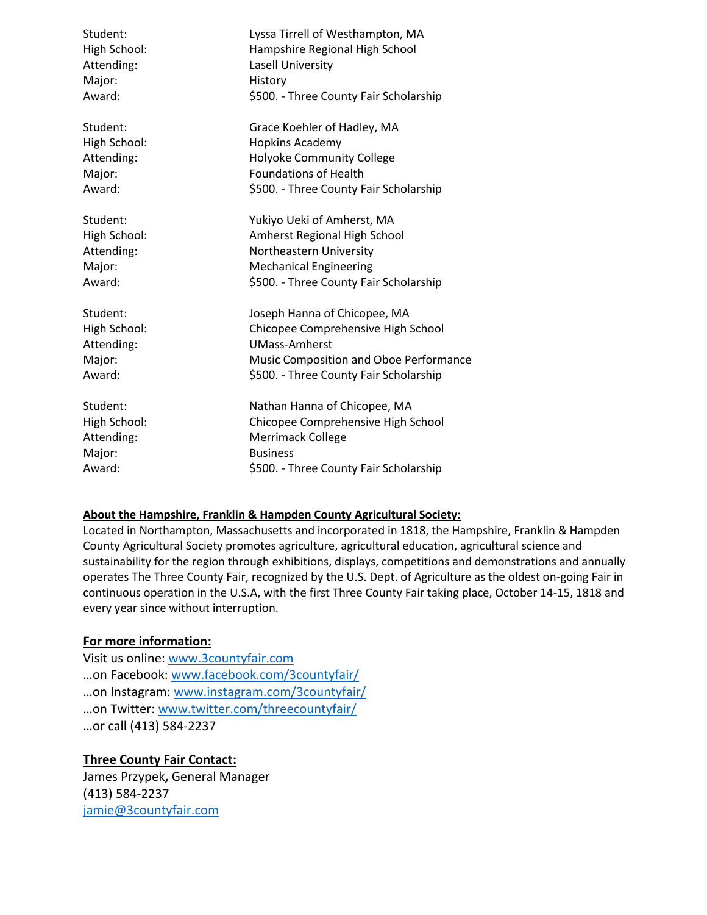| | |
|---|---|
| Student: | Lyssa Tirrell of Westhampton, MA |
| High School: | Hampshire Regional High School |
| Attending: | Lasell University |
| Major: | History |
| Award: | $500. - Three County Fair Scholarship |

| | |
|---|---|
| Student: | Grace Koehler of Hadley, MA |
| High School: | Hopkins Academy |
| Attending: | Holyoke Community College |
| Major: | Foundations of Health |
| Award: | $500. - Three County Fair Scholarship |

| | |
|---|---|
| Student: | Yukiyo Ueki of Amherst, MA |
| High School: | Amherst Regional High School |
| Attending: | Northeastern University |
| Major: | Mechanical Engineering |
| Award: | $500. - Three County Fair Scholarship |

| | |
|---|---|
| Student: | Joseph Hanna of Chicopee, MA |
| High School: | Chicopee Comprehensive High School |
| Attending: | UMass-Amherst |
| Major: | Music Composition and Oboe Performance |
| Award: | $500. - Three County Fair Scholarship |

| | |
|---|---|
| Student: | Nathan Hanna of Chicopee, MA |
| High School: | Chicopee Comprehensive High School |
| Attending: | Merrimack College |
| Major: | Business |
| Award: | $500. - Three County Fair Scholarship |

**About the Hampshire, Franklin & Hampden County Agricultural Society:**

Located in Northampton, Massachusetts and incorporated in 1818, the Hampshire, Franklin & Hampden County Agricultural Society promotes agriculture, agricultural education, agricultural science and sustainability for the region through exhibitions, displays, competitions and demonstrations and annually operates The Three County Fair, recognized by the U.S. Dept. of Agriculture as the oldest on-going Fair in continuous operation in the U.S.A, with the first Three County Fair taking place, October 14-15, 1818 and every year since without interruption.

**For more information:**

Visit us online: www.3countyfair.com
…on Facebook: www.facebook.com/3countyfair/
…on Instagram: www.instagram.com/3countyfair/
…on Twitter: www.twitter.com/threecountyfair/
…or call (413) 584-2237

**Three County Fair Contact:**

James Przypek**,** General Manager
(413) 584-2237
jamie@3countyfair.com